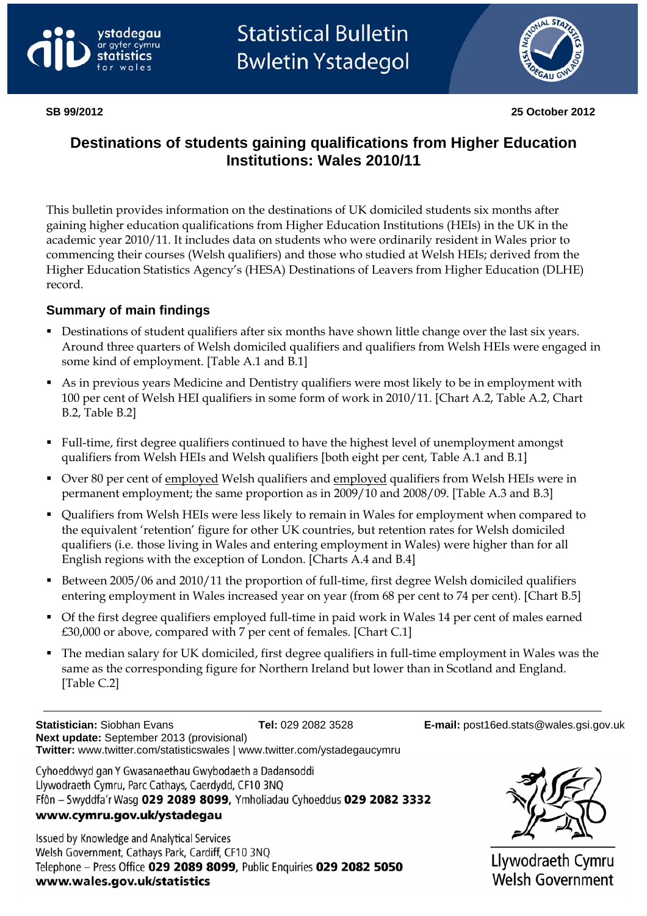ystadegau ar gyfer cymru statistics for wales

Statistical Bulletin
Bwletin Ystadegol

**SB 99/2012** **25 October 2012**

# Destinations of students gaining qualifications from Higher Education Institutions: Wales 2010/11

This bulletin provides information on the destinations of UK domiciled students six months after gaining higher education qualifications from Higher Education Institutions (HEIs) in the UK in the academic year 2010/11. It includes data on students who were ordinarily resident in Wales prior to commencing their courses (Welsh qualifiers) and those who studied at Welsh HEIs; derived from the Higher Education Statistics Agency's (HESA) Destinations of Leavers from Higher Education (DLHE) record.

## Summary of main findings

- Destinations of student qualifiers after six months have shown little change over the last six years. Around three quarters of Welsh domiciled qualifiers and qualifiers from Welsh HEIs were engaged in some kind of employment. [Table A.1 and B.1]
- As in previous years Medicine and Dentistry qualifiers were most likely to be in employment with 100 per cent of Welsh HEI qualifiers in some form of work in 2010/11. [Chart A.2, Table A.2, Chart B.2, Table B.2]
- Full-time, first degree qualifiers continued to have the highest level of unemployment amongst qualifiers from Welsh HEIs and Welsh qualifiers [both eight per cent, Table A.1 and B.1]
- Over 80 per cent of employed Welsh qualifiers and employed qualifiers from Welsh HEIs were in permanent employment; the same proportion as in 2009/10 and 2008/09. [Table A.3 and B.3]
- Qualifiers from Welsh HEIs were less likely to remain in Wales for employment when compared to the equivalent 'retention' figure for other UK countries, but retention rates for Welsh domiciled qualifiers (i.e. those living in Wales and entering employment in Wales) were higher than for all English regions with the exception of London. [Charts A.4 and B.4]
- Between 2005/06 and 2010/11 the proportion of full-time, first degree Welsh domiciled qualifiers entering employment in Wales increased year on year (from 68 per cent to 74 per cent). [Chart B.5]
- Of the first degree qualifiers employed full-time in paid work in Wales 14 per cent of males earned £30,000 or above, compared with 7 per cent of females. [Chart C.1]
- The median salary for UK domiciled, first degree qualifiers in full-time employment in Wales was the same as the corresponding figure for Northern Ireland but lower than in Scotland and England. [Table C.2]

---

**Statistician:** Siobhan Evans **Tel:** 029 2082 3528 **E-mail:** post16ed.stats@wales.gsi.gov.uk
**Next update:** September 2013 (provisional)
**Twitter:** www.twitter.com/statisticswales | www.twitter.com/ystadegaucymru

Cyhoeddwyd gan Y Gwasanaethau Gwybodaeth a Dadansoddi
Llywodraeth Cymru, Parc Cathays, Caerdydd, CF10 3NQ
Ffôn – Swyddfa'r Wasg **029 2089 8099**, Ymholiadau Cyhoeddus **029 2082 3332**
**www.cymru.gov.uk/ystadegau**

Issued by Knowledge and Analytical Services
Welsh Government, Cathays Park, Cardiff, CF10 3NQ
Telephone – Press Office **029 2089 8099**, Public Enquiries **029 2082 5050**
**www.wales.gov.uk/statistics**

Llywodraeth Cymru
Welsh Government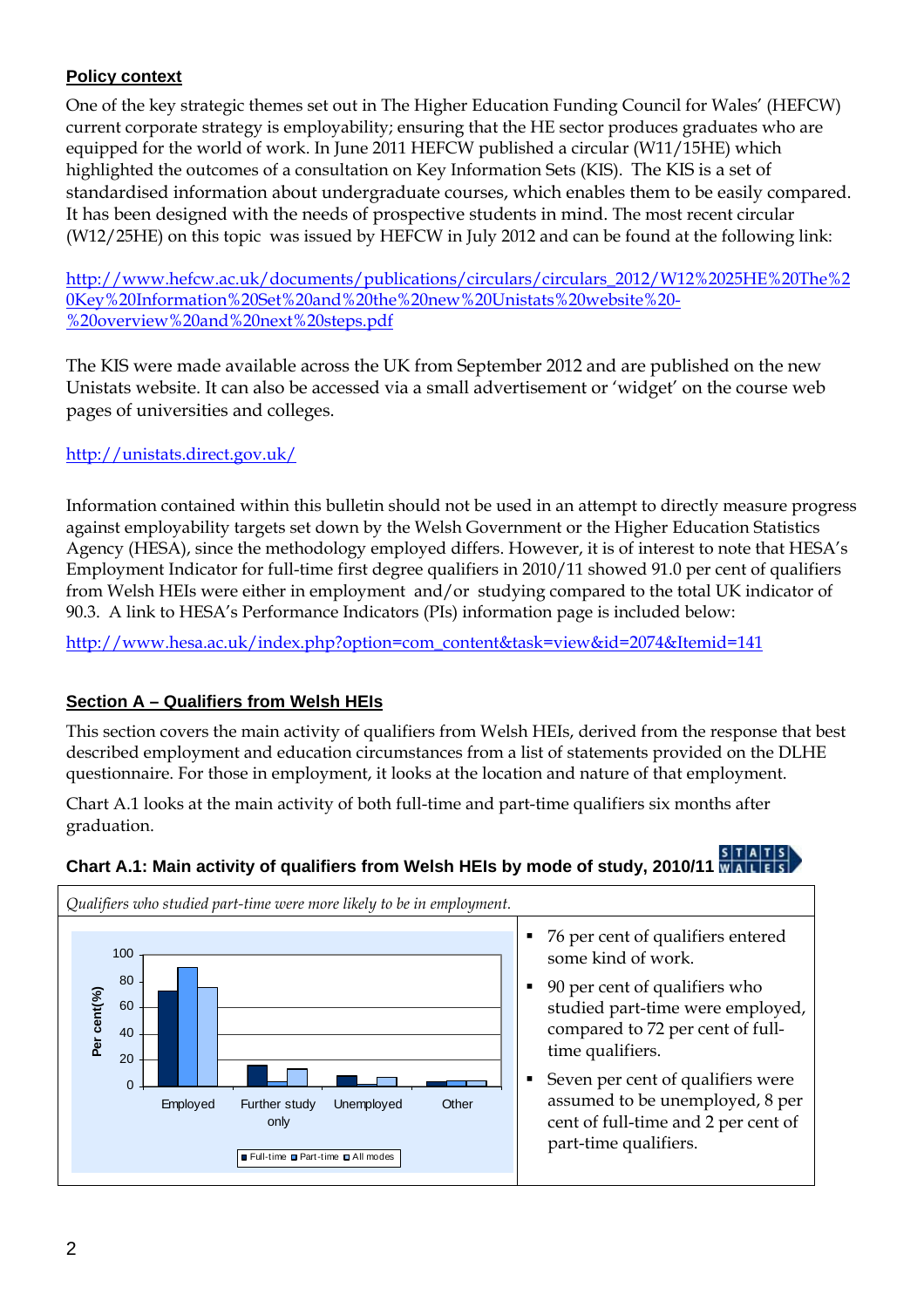### Policy context

One of the key strategic themes set out in The Higher Education Funding Council for Wales' (HEFCW) current corporate strategy is employability; ensuring that the HE sector produces graduates who are equipped for the world of work. In June 2011 HEFCW published a circular (W11/15HE) which highlighted the outcomes of a consultation on Key Information Sets (KIS). The KIS is a set of standardised information about undergraduate courses, which enables them to be easily compared. It has been designed with the needs of prospective students in mind. The most recent circular (W12/25HE) on this topic was issued by HEFCW in July 2012 and can be found at the following link:

http://www.hefcw.ac.uk/documents/publications/circulars/circulars_2012/W12%2025HE%20The%20Key%20Information%20Set%20and%20the%20new%20Unistats%20website%20-%20overview%20and%20next%20steps.pdf

The KIS were made available across the UK from September 2012 and are published on the new Unistats website. It can also be accessed via a small advertisement or 'widget' on the course web pages of universities and colleges.

http://unistats.direct.gov.uk/

Information contained within this bulletin should not be used in an attempt to directly measure progress against employability targets set down by the Welsh Government or the Higher Education Statistics Agency (HESA), since the methodology employed differs. However, it is of interest to note that HESA's Employment Indicator for full-time first degree qualifiers in 2010/11 showed 91.0 per cent of qualifiers from Welsh HEIs were either in employment and/or studying compared to the total UK indicator of 90.3. A link to HESA's Performance Indicators (PIs) information page is included below:

http://www.hesa.ac.uk/index.php?option=com_content&task=view&id=2074&Itemid=141

### Section A – Qualifiers from Welsh HEIs

This section covers the main activity of qualifiers from Welsh HEIs, derived from the response that best described employment and education circumstances from a list of statements provided on the DLHE questionnaire. For those in employment, it looks at the location and nature of that employment.

Chart A.1 looks at the main activity of both full-time and part-time qualifiers six months after graduation.

**Chart A.1: Main activity of qualifiers from Welsh HEIs by mode of study, 2010/11**

*Qualifiers who studied part-time were more likely to be in employment.*

Per cent(%)
100
80
60
40
20
0
Employed
Further study only
Unemployed
Other
Full-time Part-time All modes

- 76 per cent of qualifiers entered some kind of work.
- 90 per cent of qualifiers who studied part-time were employed, compared to 72 per cent of full-time qualifiers.
- Seven per cent of qualifiers were assumed to be unemployed, 8 per cent of full-time and 2 per cent of part-time qualifiers.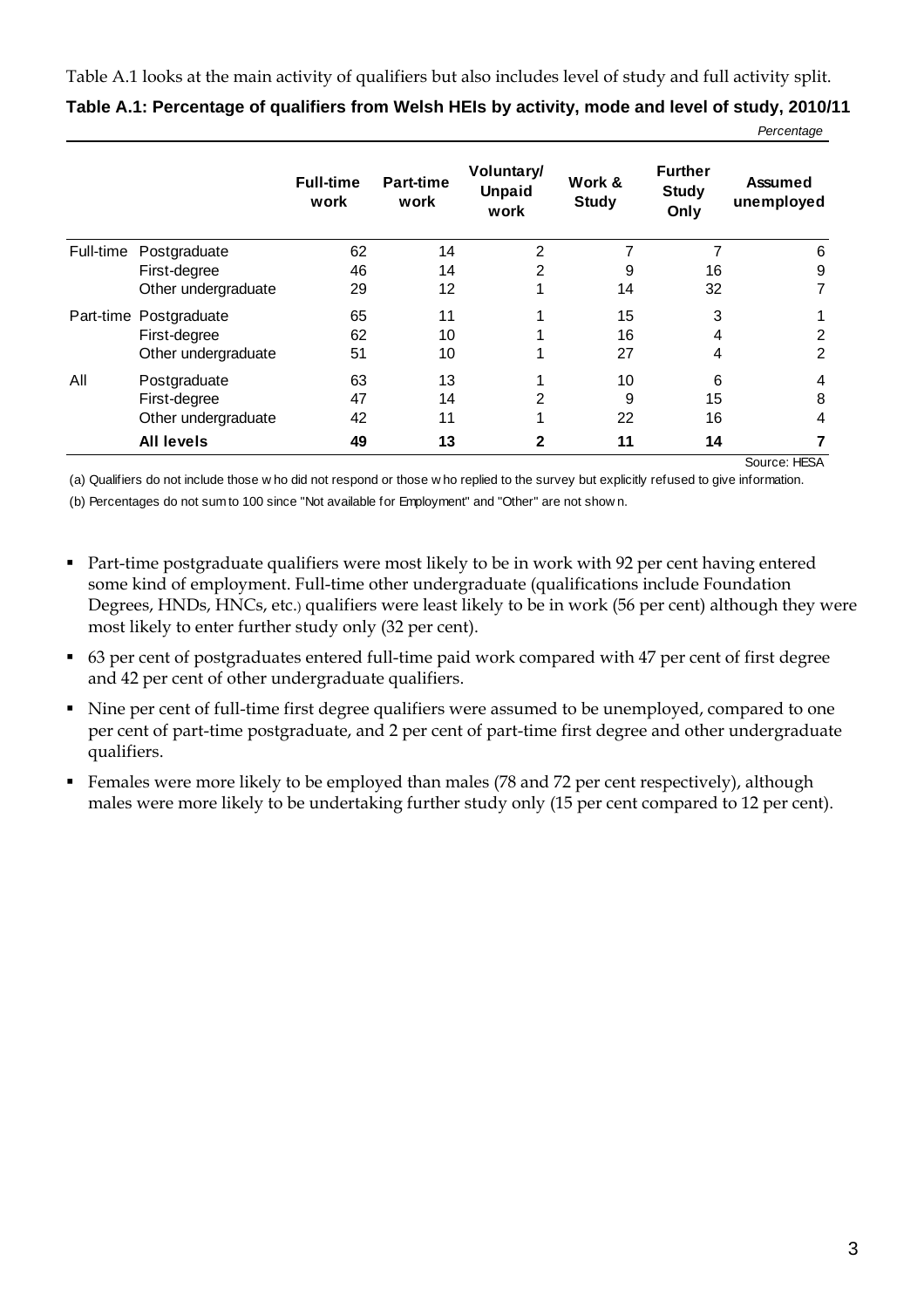Table A.1 looks at the main activity of qualifiers but also includes level of study and full activity split.

**Table A.1: Percentage of qualifiers from Welsh HEIs by activity, mode and level of study, 2010/11**

*Percentage*

| | | Full-time work | Part-time work | Voluntary/ Unpaid work | Work & Study | Further Study Only | Assumed unemployed |
|---|---|---|---|---|---|---|---|
| Full-time | Postgraduate | 62 | 14 | 2 | 7 | 7 | 6 |
| | First-degree | 46 | 14 | 2 | 9 | 16 | 9 |
| | Other undergraduate | 29 | 12 | 1 | 14 | 32 | 7 |
| Part-time | Postgraduate | 65 | 11 | 1 | 15 | 3 | 1 |
| | First-degree | 62 | 10 | 1 | 16 | 4 | 2 |
| | Other undergraduate | 51 | 10 | 1 | 27 | 4 | 2 |
| All | Postgraduate | 63 | 13 | 1 | 10 | 6 | 4 |
| | First-degree | 47 | 14 | 2 | 9 | 15 | 8 |
| | Other undergraduate | 42 | 11 | 1 | 22 | 16 | 4 |
| | **All levels** | **49** | **13** | **2** | **11** | **14** | **7** |

Source: HESA

(a) Qualifiers do not include those who did not respond or those who replied to the survey but explicitly refused to give information.

(b) Percentages do not sum to 100 since "Not available for Employment" and "Other" are not shown.

- Part-time postgraduate qualifiers were most likely to be in work with 92 per cent having entered some kind of employment. Full-time other undergraduate (qualifications include Foundation Degrees, HNDs, HNCs, etc.) qualifiers were least likely to be in work (56 per cent) although they were most likely to enter further study only (32 per cent).
- 63 per cent of postgraduates entered full-time paid work compared with 47 per cent of first degree and 42 per cent of other undergraduate qualifiers.
- Nine per cent of full-time first degree qualifiers were assumed to be unemployed, compared to one per cent of part-time postgraduate, and 2 per cent of part-time first degree and other undergraduate qualifiers.
- Females were more likely to be employed than males (78 and 72 per cent respectively), although males were more likely to be undertaking further study only (15 per cent compared to 12 per cent).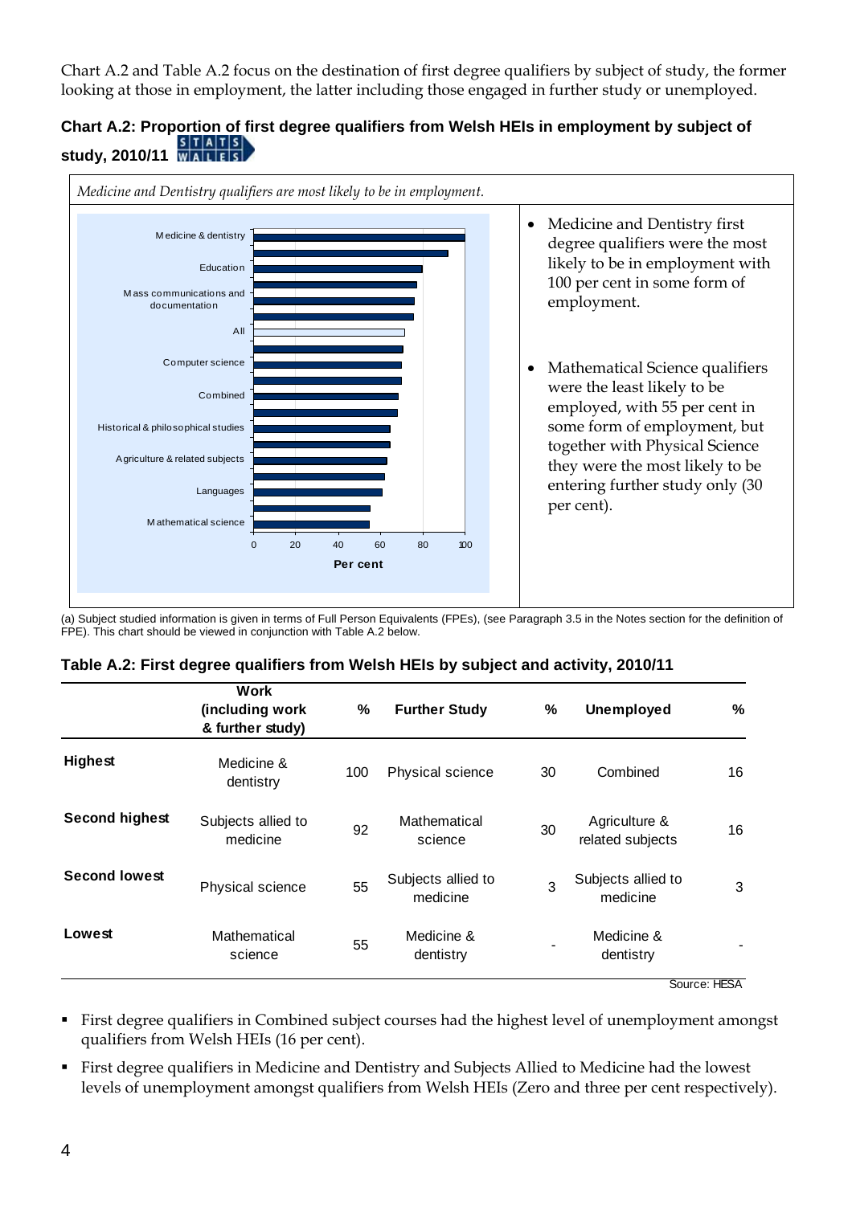Chart A.2 and Table A.2 focus on the destination of first degree qualifiers by subject of study, the former looking at those in employment, the latter including those engaged in further study or unemployed.

### Chart A.2: Proportion of first degree qualifiers from Welsh HEIs in employment by subject of study, 2010/11

*Medicine and Dentistry qualifiers are most likely to be in employment.*

Medicine & dentistry
Education
Mass communications and documentation
All
Computer science
Combined
Historical & philosophical studies
Agriculture & related subjects
Languages
Mathematical science

0 20 40 60 80 100

Per cent

- Medicine and Dentistry first degree qualifiers were the most likely to be in employment with 100 per cent in some form of employment.
- Mathematical Science qualifiers were the least likely to be employed, with 55 per cent in some form of employment, but together with Physical Science they were the most likely to be entering further study only (30 per cent).

(a) Subject studied information is given in terms of Full Person Equivalents (FPEs), (see Paragraph 3.5 in the Notes section for the definition of FPE). This chart should be viewed in conjunction with Table A.2 below.

### Table A.2: First degree qualifiers from Welsh HEIs by subject and activity, 2010/11

| | Work (including work & further study) | % | Further Study | % | Unemployed | % |
|---|---|---|---|---|---|---|
| **Highest** | Medicine & dentistry | 100 | Physical science | 30 | Combined | 16 |
| **Second highest** | Subjects allied to medicine | 92 | Mathematical science | 30 | Agriculture & related subjects | 16 |
| **Second lowest** | Physical science | 55 | Subjects allied to medicine | 3 | Subjects allied to medicine | 3 |
| **Lowest** | Mathematical science | 55 | Medicine & dentistry | - | Medicine & dentistry | - |

Source: HESA

- First degree qualifiers in Combined subject courses had the highest level of unemployment amongst qualifiers from Welsh HEIs (16 per cent).
- First degree qualifiers in Medicine and Dentistry and Subjects Allied to Medicine had the lowest levels of unemployment amongst qualifiers from Welsh HEIs (Zero and three per cent respectively).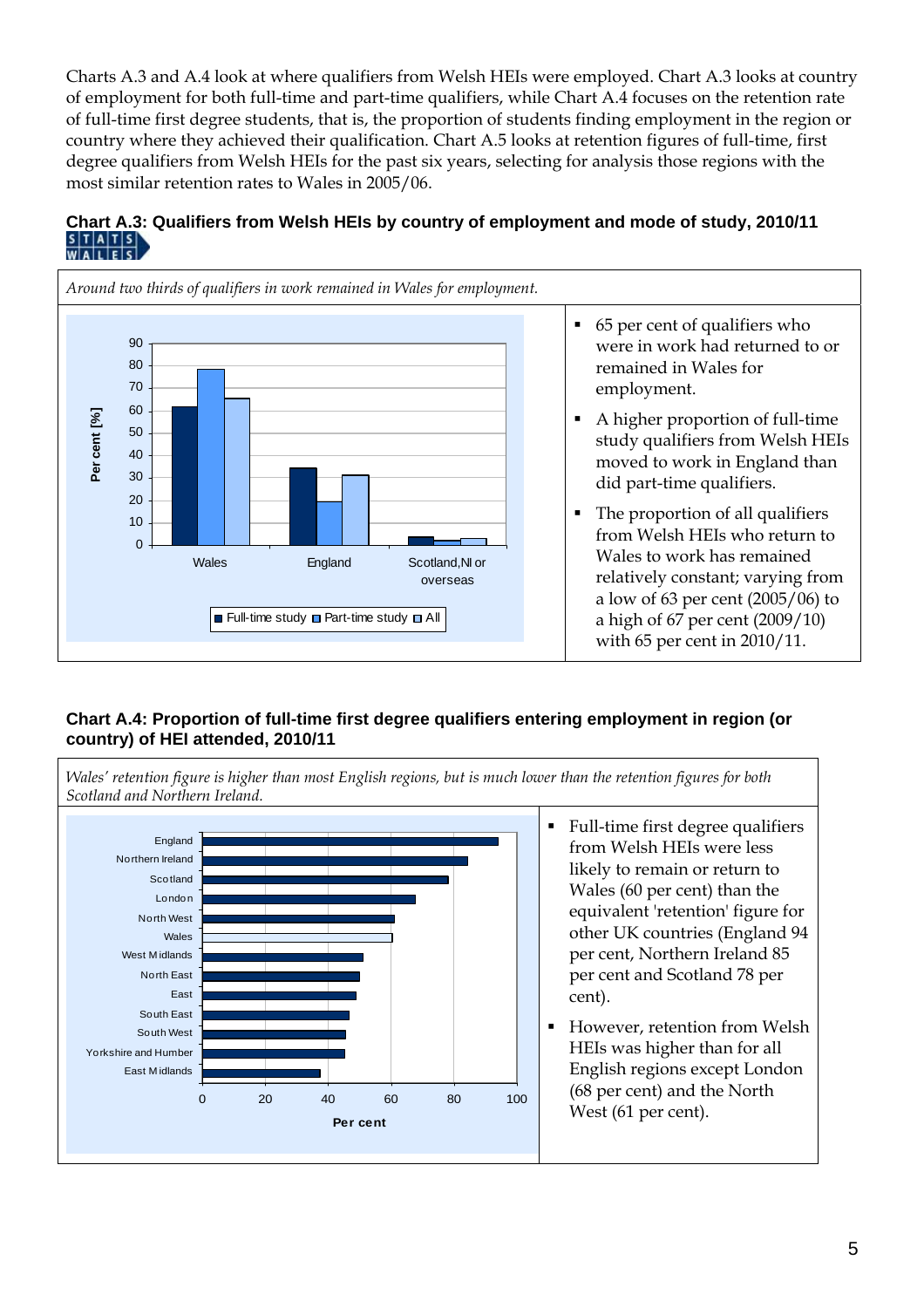Charts A.3 and A.4 look at where qualifiers from Welsh HEIs were employed. Chart A.3 looks at country of employment for both full-time and part-time qualifiers, while Chart A.4 focuses on the retention rate of full-time first degree students, that is, the proportion of students finding employment in the region or country where they achieved their qualification. Chart A.5 looks at retention figures of full-time, first degree qualifiers from Welsh HEIs for the past six years, selecting for analysis those regions with the most similar retention rates to Wales in 2005/06.

### Chart A.3: Qualifiers from Welsh HEIs by country of employment and mode of study, 2010/11

*Around two thirds of qualifiers in work remained in Wales for employment.*

Per cent [%]

0
10
20
30
40
50
60
70
80
90

Wales
England
Scotland,NI or overseas

Full-time study
Part-time study
All

- 65 per cent of qualifiers who were in work had returned to or remained in Wales for employment.
- A higher proportion of full-time study qualifiers from Welsh HEIs moved to work in England than did part-time qualifiers.
- The proportion of all qualifiers from Welsh HEIs who return to Wales to work has remained relatively constant; varying from a low of 63 per cent (2005/06) to a high of 67 per cent (2009/10) with 65 per cent in 2010/11.

### Chart A.4: Proportion of full-time first degree qualifiers entering employment in region (or country) of HEI attended, 2010/11

*Wales' retention figure is higher than most English regions, but is much lower than the retention figures for both Scotland and Northern Ireland.*

England
Northern Ireland
Scotland
London
North West
Wales
West Midlands
North East
East
South East
South West
Yorkshire and Humber
East Midlands

0
20
40
60
80
100

Per cent

- Full-time first degree qualifiers from Welsh HEIs were less likely to remain or return to Wales (60 per cent) than the equivalent 'retention' figure for other UK countries (England 94 per cent, Northern Ireland 85 per cent and Scotland 78 per cent).
- However, retention from Welsh HEIs was higher than for all English regions except London (68 per cent) and the North West (61 per cent).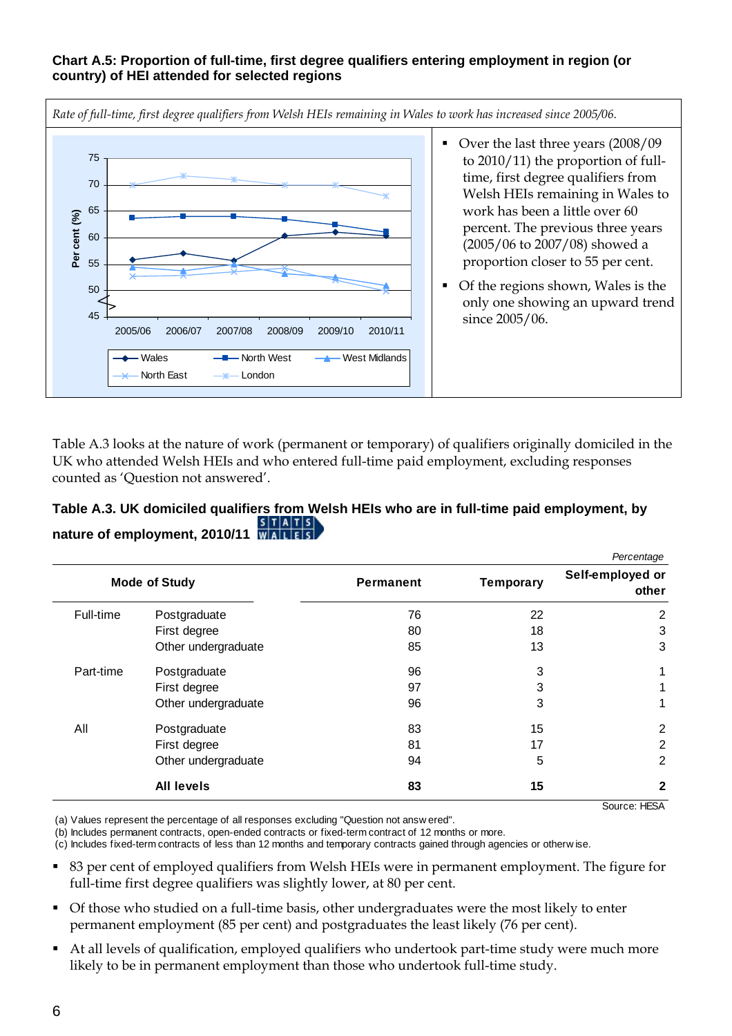**Chart A.5: Proportion of full-time, first degree qualifiers entering employment in region (or country) of HEI attended for selected regions**

*Rate of full-time, first degree qualifiers from Welsh HEIs remaining in Wales to work has increased since 2005/06.*

Per cent (%)

75
70
65
60
55
50
45

2005/06 2006/07 2007/08 2008/09 2009/10 2010/11

Wales
North West
West Midlands
North East
London

- Over the last three years (2008/09 to 2010/11) the proportion of full-time, first degree qualifiers from Welsh HEIs remaining in Wales to work has been a little over 60 percent. The previous three years (2005/06 to 2007/08) showed a proportion closer to 55 per cent.
- Of the regions shown, Wales is the only one showing an upward trend since 2005/06.

Table A.3 looks at the nature of work (permanent or temporary) of qualifiers originally domiciled in the UK who attended Welsh HEIs and who entered full-time paid employment, excluding responses counted as 'Question not answered'.

**Table A.3. UK domiciled qualifiers from Welsh HEIs who are in full-time paid employment, by nature of employment, 2010/11**

*Percentage*

| Mode of Study | | Permanent | Temporary | Self-employed or other |
|---|---|---|---|---|
| Full-time | Postgraduate | 76 | 22 | 2 |
| | First degree | 80 | 18 | 3 |
| | Other undergraduate | 85 | 13 | 3 |
| Part-time | Postgraduate | 96 | 3 | 1 |
| | First degree | 97 | 3 | 1 |
| | Other undergraduate | 96 | 3 | 1 |
| All | Postgraduate | 83 | 15 | 2 |
| | First degree | 81 | 17 | 2 |
| | Other undergraduate | 94 | 5 | 2 |
| | **All levels** | **83** | **15** | **2** |

Source: HESA

(a) Values represent the percentage of all responses excluding "Question not answered".
(b) Includes permanent contracts, open-ended contracts or fixed-term contract of 12 months or more.
(c) Includes fixed-term contracts of less than 12 months and temporary contracts gained through agencies or otherwise.

- 83 per cent of employed qualifiers from Welsh HEIs were in permanent employment. The figure for full-time first degree qualifiers was slightly lower, at 80 per cent.
- Of those who studied on a full-time basis, other undergraduates were the most likely to enter permanent employment (85 per cent) and postgraduates the least likely (76 per cent).
- At all levels of qualification, employed qualifiers who undertook part-time study were much more likely to be in permanent employment than those who undertook full-time study.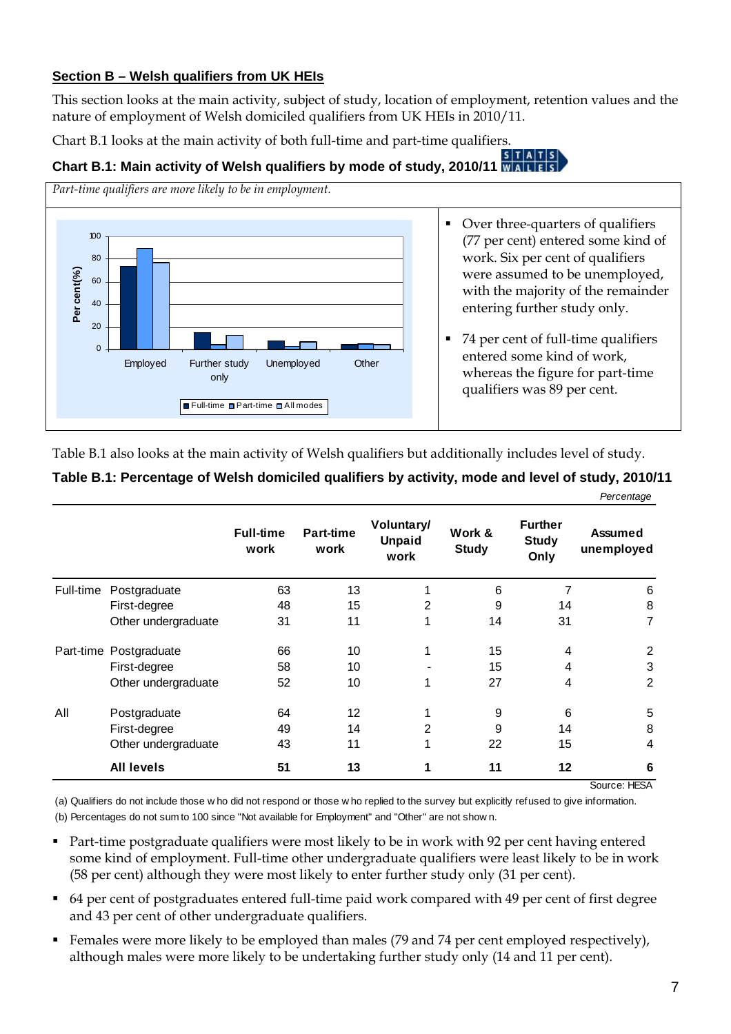## Section B – Welsh qualifiers from UK HEIs

This section looks at the main activity, subject of study, location of employment, retention values and the nature of employment of Welsh domiciled qualifiers from UK HEIs in 2010/11.

Chart B.1 looks at the main activity of both full-time and part-time qualifiers.

### Chart B.1: Main activity of Welsh qualifiers by mode of study, 2010/11

*Part-time qualifiers are more likely to be in employment.*

Per cent(%)

100
80
60
40
20
0

Employed
Further study only
Unemployed
Other

Full-time
Part-time
All modes

- Over three-quarters of qualifiers (77 per cent) entered some kind of work. Six per cent of qualifiers were assumed to be unemployed, with the majority of the remainder entering further study only.
- 74 per cent of full-time qualifiers entered some kind of work, whereas the figure for part-time qualifiers was 89 per cent.

Table B.1 also looks at the main activity of Welsh qualifiers but additionally includes level of study.

### Table B.1: Percentage of Welsh domiciled qualifiers by activity, mode and level of study, 2010/11

*Percentage*

| | | Full-time work | Part-time work | Voluntary/ Unpaid work | Work & Study | Further Study Only | Assumed unemployed |
|---|---|---|---|---|---|---|---|
| Full-time | Postgraduate | 63 | 13 | 1 | 6 | 7 | 6 |
| | First-degree | 48 | 15 | 2 | 9 | 14 | 8 |
| | Other undergraduate | 31 | 11 | 1 | 14 | 31 | 7 |
| Part-time | Postgraduate | 66 | 10 | 1 | 15 | 4 | 2 |
| | First-degree | 58 | 10 | - | 15 | 4 | 3 |
| | Other undergraduate | 52 | 10 | 1 | 27 | 4 | 2 |
| All | Postgraduate | 64 | 12 | 1 | 9 | 6 | 5 |
| | First-degree | 49 | 14 | 2 | 9 | 14 | 8 |
| | Other undergraduate | 43 | 11 | 1 | 22 | 15 | 4 |
| | **All levels** | **51** | **13** | **1** | **11** | **12** | **6** |

Source: HESA

(a) Qualifiers do not include those who did not respond or those who replied to the survey but explicitly refused to give information.
(b) Percentages do not sum to 100 since "Not available for Employment" and "Other" are not shown.

- Part-time postgraduate qualifiers were most likely to be in work with 92 per cent having entered some kind of employment. Full-time other undergraduate qualifiers were least likely to be in work (58 per cent) although they were most likely to enter further study only (31 per cent).
- 64 per cent of postgraduates entered full-time paid work compared with 49 per cent of first degree and 43 per cent of other undergraduate qualifiers.
- Females were more likely to be employed than males (79 and 74 per cent employed respectively), although males were more likely to be undertaking further study only (14 and 11 per cent).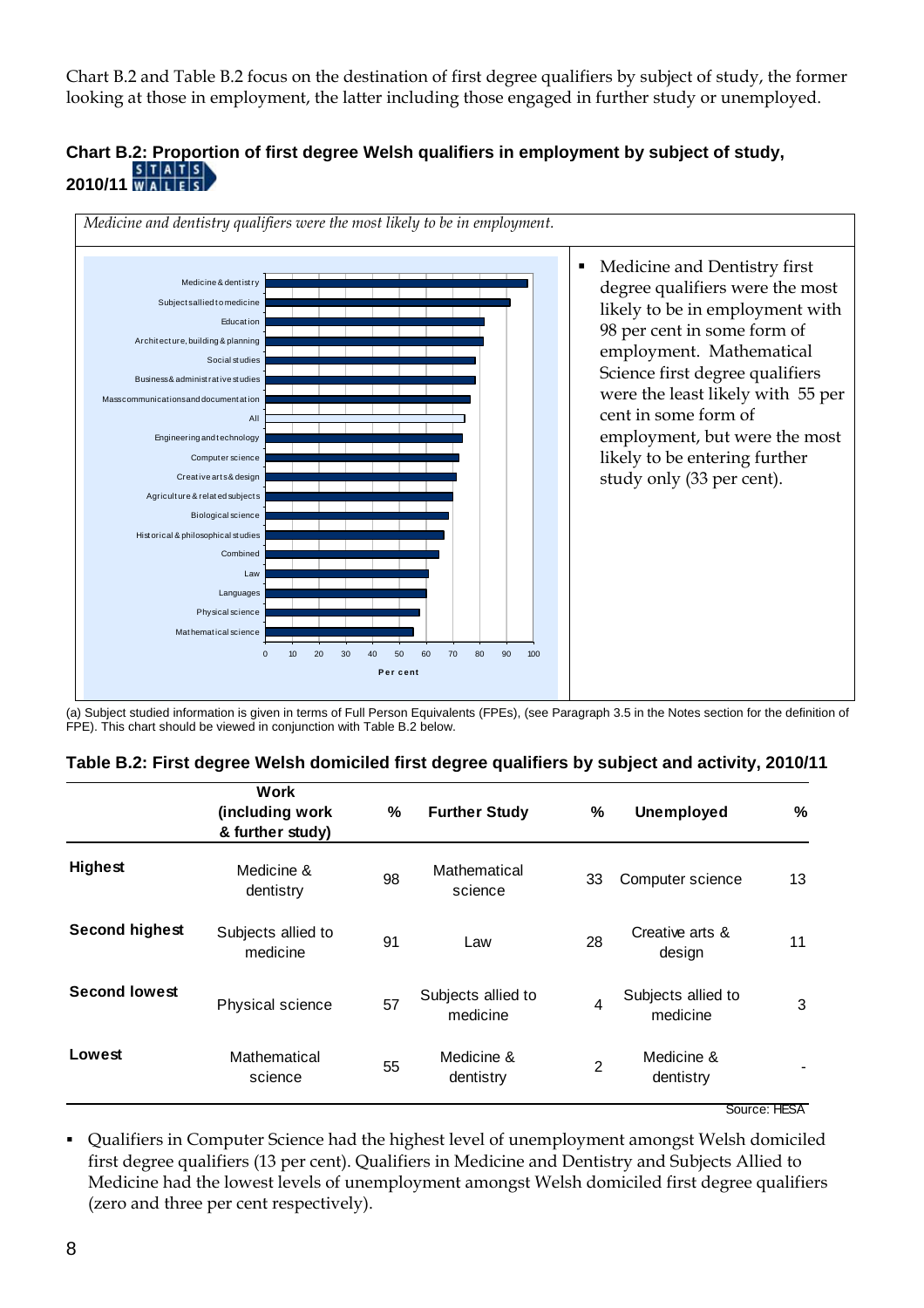Chart B.2 and Table B.2 focus on the destination of first degree qualifiers by subject of study, the former looking at those in employment, the latter including those engaged in further study or unemployed.

### Chart B.2: Proportion of first degree Welsh qualifiers in employment by subject of study, 2010/11

*Medicine and dentistry qualifiers were the most likely to be in employment.*

Medicine & dentistry
Subjects allied to medicine
Education
Architecture, building & planning
Social studies
Business & administrative studies
Mass communications and documentation
All
Engineering and technology
Computer science
Creative arts & design
Agriculture & related subjects
Biological science
Historical & philosophical studies
Combined
Law
Languages
Physical science
Mathematical science

0 10 20 30 40 50 60 70 80 90 100

Per cent

- Medicine and Dentistry first degree qualifiers were the most likely to be in employment with 98 per cent in some form of employment. Mathematical Science first degree qualifiers were the least likely with 55 per cent in some form of employment, but were the most likely to be entering further study only (33 per cent).

(a) Subject studied information is given in terms of Full Person Equivalents (FPEs), (see Paragraph 3.5 in the Notes section for the definition of FPE). This chart should be viewed in conjunction with Table B.2 below.

### Table B.2: First degree Welsh domiciled first degree qualifiers by subject and activity, 2010/11

| | Work (including work & further study) | % | Further Study | % | Unemployed | % |
|---|---|---|---|---|---|---|
| **Highest** | Medicine & dentistry | 98 | Mathematical science | 33 | Computer science | 13 |
| **Second highest** | Subjects allied to medicine | 91 | Law | 28 | Creative arts & design | 11 |
| **Second lowest** | Physical science | 57 | Subjects allied to medicine | 4 | Subjects allied to medicine | 3 |
| **Lowest** | Mathematical science | 55 | Medicine & dentistry | 2 | Medicine & dentistry | - |

Source: HESA

- Qualifiers in Computer Science had the highest level of unemployment amongst Welsh domiciled first degree qualifiers (13 per cent). Qualifiers in Medicine and Dentistry and Subjects Allied to Medicine had the lowest levels of unemployment amongst Welsh domiciled first degree qualifiers (zero and three per cent respectively).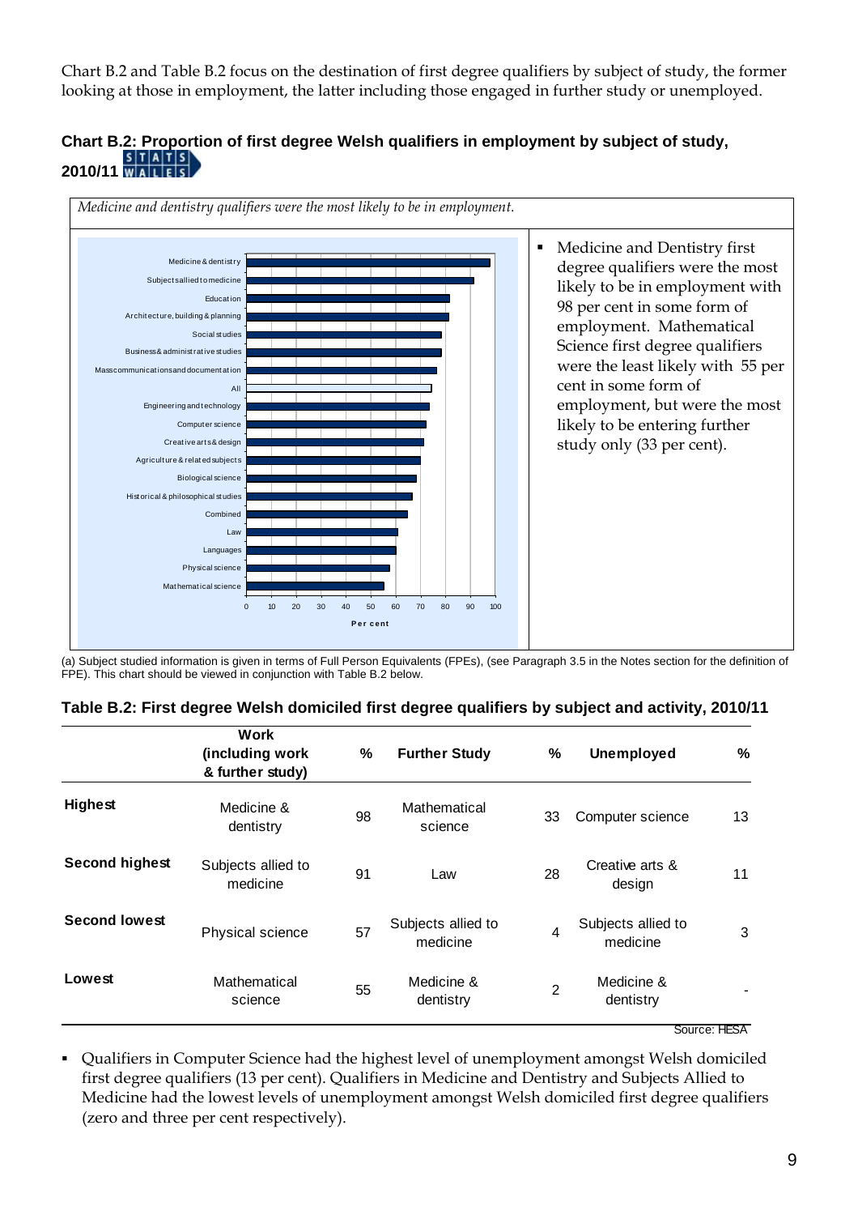Chart B.2 and Table B.2 focus on the destination of first degree qualifiers by subject of study, the former looking at those in employment, the latter including those engaged in further study or unemployed.

### Chart B.2: Proportion of first degree Welsh qualifiers in employment by subject of study, 2010/11

*Medicine and dentistry qualifiers were the most likely to be in employment.*

Medicine & dentistry
Subjects allied to medicine
Education
Architecture, building & planning
Social studies
Business & administrative studies
Mass communications and documentation
All
Engineering and technology
Computer science
Creative arts & design
Agriculture & related subjects
Biological science
Historical & philosophical studies
Combined
Law
Languages
Physical science
Mathematical science

0 10 20 30 40 50 60 70 80 90 100

Per cent

- Medicine and Dentistry first degree qualifiers were the most likely to be in employment with 98 per cent in some form of employment. Mathematical Science first degree qualifiers were the least likely with 55 per cent in some form of employment, but were the most likely to be entering further study only (33 per cent).

(a) Subject studied information is given in terms of Full Person Equivalents (FPEs), (see Paragraph 3.5 in the Notes section for the definition of FPE). This chart should be viewed in conjunction with Table B.2 below.

### Table B.2: First degree Welsh domiciled first degree qualifiers by subject and activity, 2010/11

| | Work (including work & further study) | % | Further Study | % | Unemployed | % |
|---|---|---|---|---|---|---|
| **Highest** | Medicine & dentistry | 98 | Mathematical science | 33 | Computer science | 13 |
| **Second highest** | Subjects allied to medicine | 91 | Law | 28 | Creative arts & design | 11 |
| **Second lowest** | Physical science | 57 | Subjects allied to medicine | 4 | Subjects allied to medicine | 3 |
| **Lowest** | Mathematical science | 55 | Medicine & dentistry | 2 | Medicine & dentistry | - |

Source: HESA

- Qualifiers in Computer Science had the highest level of unemployment amongst Welsh domiciled first degree qualifiers (13 per cent). Qualifiers in Medicine and Dentistry and Subjects Allied to Medicine had the lowest levels of unemployment amongst Welsh domiciled first degree qualifiers (zero and three per cent respectively).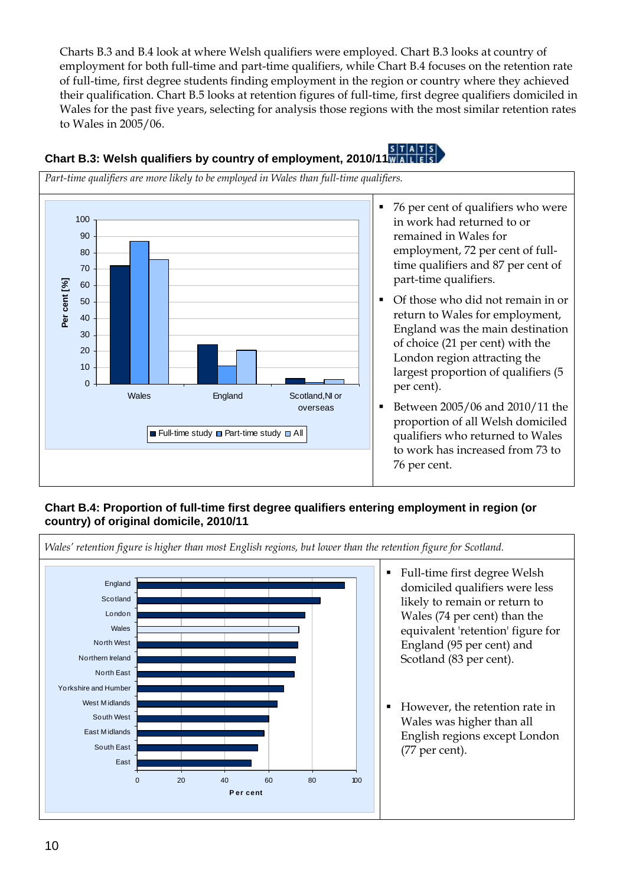Charts B.3 and B.4 look at where Welsh qualifiers were employed. Chart B.3 looks at country of employment for both full-time and part-time qualifiers, while Chart B.4 focuses on the retention rate of full-time, first degree students finding employment in the region or country where they achieved their qualification. Chart B.5 looks at retention figures of full-time, first degree qualifiers domiciled in Wales for the past five years, selecting for analysis those regions with the most similar retention rates to Wales in 2005/06.

### Chart B.3: Welsh qualifiers by country of employment, 2010/11

*Part-time qualifiers are more likely to be employed in Wales than full-time qualifiers.*

Per cent [%]
0
10
20
30
40
50
60
70
80
90
100
Wales
England
Scotland,NI or overseas
Full-time study
Part-time study
All

- 76 per cent of qualifiers who were in work had returned to or remained in Wales for employment, 72 per cent of full-time qualifiers and 87 per cent of part-time qualifiers.
- Of those who did not remain in or return to Wales for employment, England was the main destination of choice (21 per cent) with the London region attracting the largest proportion of qualifiers (5 per cent).
- Between 2005/06 and 2010/11 the proportion of all Welsh domiciled qualifiers who returned to Wales to work has increased from 73 to 76 per cent.

### Chart B.4: Proportion of full-time first degree qualifiers entering employment in region (or country) of original domicile, 2010/11

*Wales' retention figure is higher than most English regions, but lower than the retention figure for Scotland.*

England
Scotland
London
Wales
North West
Northern Ireland
North East
Yorkshire and Humber
West Midlands
South West
East Midlands
South East
East
0
20
40
60
80
100
Per cent

- Full-time first degree Welsh domiciled qualifiers were less likely to remain or return to Wales (74 per cent) than the equivalent 'retention' figure for England (95 per cent) and Scotland (83 per cent).
- However, the retention rate in Wales was higher than all English regions except London (77 per cent).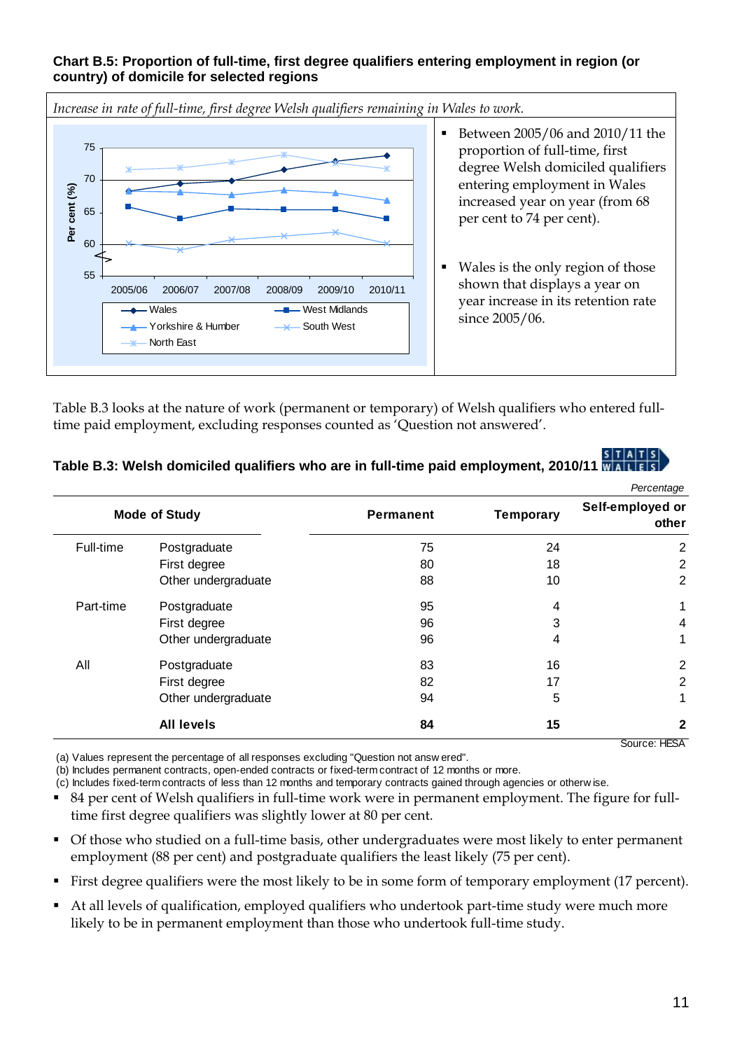**Chart B.5: Proportion of full-time, first degree qualifiers entering employment in region (or country) of domicile for selected regions**

*Increase in rate of full-time, first degree Welsh qualifiers remaining in Wales to work.*

Per cent (%)

75
70
65
60
55

2005/06 2006/07 2007/08 2008/09 2009/10 2010/11

Wales
West Midlands
Yorkshire & Humber
South West
North East

- Between 2005/06 and 2010/11 the proportion of full-time, first degree Welsh domiciled qualifiers entering employment in Wales increased year on year (from 68 per cent to 74 per cent).
- Wales is the only region of those shown that displays a year on year increase in its retention rate since 2005/06.

Table B.3 looks at the nature of work (permanent or temporary) of Welsh qualifiers who entered full-time paid employment, excluding responses counted as 'Question not answered'.

**Table B.3: Welsh domiciled qualifiers who are in full-time paid employment, 2010/11**

*Percentage*

| Mode of Study | | Permanent | Temporary | Self-employed or other |
|---|---|---|---|---|
| Full-time | Postgraduate | 75 | 24 | 2 |
| | First degree | 80 | 18 | 2 |
| | Other undergraduate | 88 | 10 | 2 |
| Part-time | Postgraduate | 95 | 4 | 1 |
| | First degree | 96 | 3 | 4 |
| | Other undergraduate | 96 | 4 | 1 |
| All | Postgraduate | 83 | 16 | 2 |
| | First degree | 82 | 17 | 2 |
| | Other undergraduate | 94 | 5 | 1 |
| | **All levels** | **84** | **15** | **2** |

Source: HESA

(a) Values represent the percentage of all responses excluding "Question not answered".
(b) Includes permanent contracts, open-ended contracts or fixed-term contract of 12 months or more.
(c) Includes fixed-term contracts of less than 12 months and temporary contracts gained through agencies or otherwise.

- 84 per cent of Welsh qualifiers in full-time work were in permanent employment. The figure for full-time first degree qualifiers was slightly lower at 80 per cent.
- Of those who studied on a full-time basis, other undergraduates were most likely to enter permanent employment (88 per cent) and postgraduate qualifiers the least likely (75 per cent).
- First degree qualifiers were the most likely to be in some form of temporary employment (17 percent).
- At all levels of qualification, employed qualifiers who undertook part-time study were much more likely to be in permanent employment than those who undertook full-time study.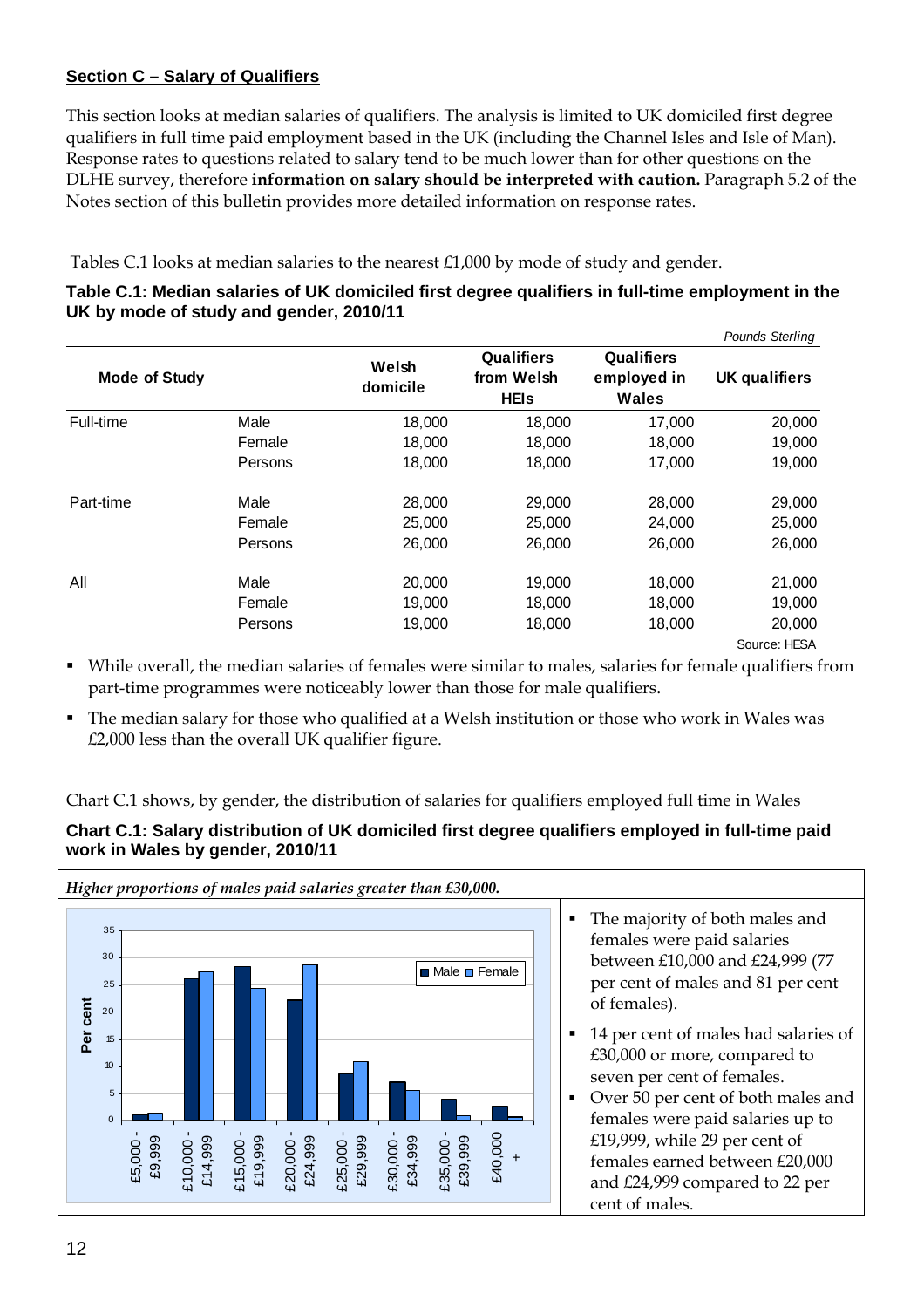**Section C – Salary of Qualifiers**

This section looks at median salaries of qualifiers. The analysis is limited to UK domiciled first degree qualifiers in full time paid employment based in the UK (including the Channel Isles and Isle of Man). Response rates to questions related to salary tend to be much lower than for other questions on the DLHE survey, therefore **information on salary should be interpreted with caution.** Paragraph 5.2 of the Notes section of this bulletin provides more detailed information on response rates.

Tables C.1 looks at median salaries to the nearest £1,000 by mode of study and gender.

**Table C.1: Median salaries of UK domiciled first degree qualifiers in full-time employment in the UK by mode of study and gender, 2010/11**

*Pounds Sterling*

| Mode of Study | | Welsh domicile | Qualifiers from Welsh HEIs | Qualifiers employed in Wales | UK qualifiers |
|---|---|---|---|---|---|
| Full-time | Male | 18,000 | 18,000 | 17,000 | 20,000 |
| | Female | 18,000 | 18,000 | 18,000 | 19,000 |
| | Persons | 18,000 | 18,000 | 17,000 | 19,000 |
| Part-time | Male | 28,000 | 29,000 | 28,000 | 29,000 |
| | Female | 25,000 | 25,000 | 24,000 | 25,000 |
| | Persons | 26,000 | 26,000 | 26,000 | 26,000 |
| All | Male | 20,000 | 19,000 | 18,000 | 21,000 |
| | Female | 19,000 | 18,000 | 18,000 | 19,000 |
| | Persons | 19,000 | 18,000 | 18,000 | 20,000 |

Source: HESA

- While overall, the median salaries of females were similar to males, salaries for female qualifiers from part-time programmes were noticeably lower than those for male qualifiers.
- The median salary for those who qualified at a Welsh institution or those who work in Wales was £2,000 less than the overall UK qualifier figure.

Chart C.1 shows, by gender, the distribution of salaries for qualifiers employed full time in Wales

**Chart C.1: Salary distribution of UK domiciled first degree qualifiers employed in full-time paid work in Wales by gender, 2010/11**

*Higher proportions of males paid salaries greater than £30,000.*

Per cent

0
5
10
15
20
25
30
35

Male
Female

£5,000 - £9,999
£10,000 - £14,999
£15,000 - £19,999
£20,000 - £24,999
£25,000 - £29,999
£30,000 - £34,999
£35,000 - £39,999
£40,000 +

- The majority of both males and females were paid salaries between £10,000 and £24,999 (77 per cent of males and 81 per cent of females).
- 14 per cent of males had salaries of £30,000 or more, compared to seven per cent of females.
- Over 50 per cent of both males and females were paid salaries up to £19,999, while 29 per cent of females earned between £20,000 and £24,999 compared to 22 per cent of males.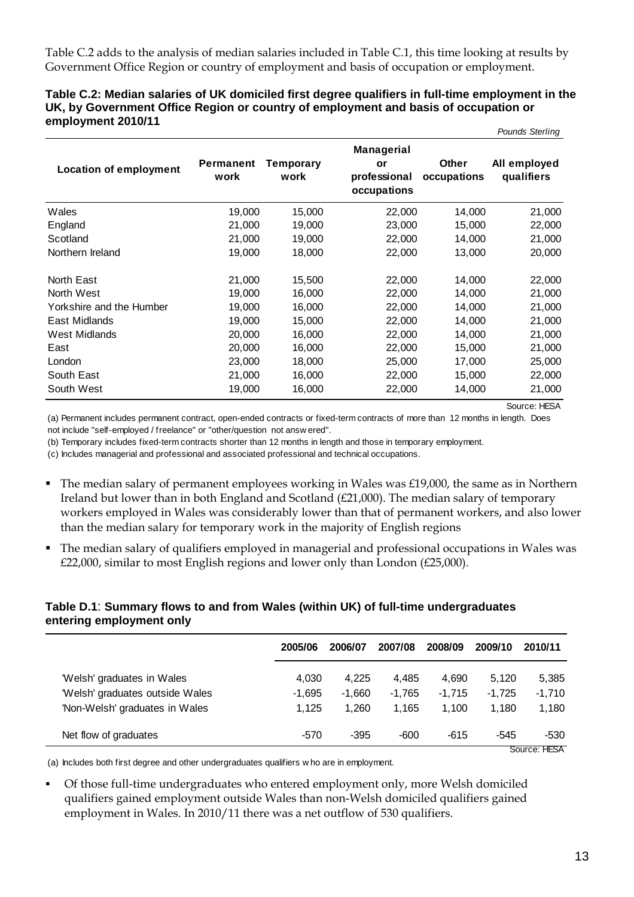Table C.2 adds to the analysis of median salaries included in Table C.1, this time looking at results by Government Office Region or country of employment and basis of occupation or employment.

**Table C.2: Median salaries of UK domiciled first degree qualifiers in full-time employment in the UK, by Government Office Region or country of employment and basis of occupation or employment 2010/11**

*Pounds Sterling*

| Location of employment | Permanent work | Temporary work | Managerial or professional occupations | Other occupations | All employed qualifiers |
|---|---|---|---|---|---|
| Wales | 19,000 | 15,000 | 22,000 | 14,000 | 21,000 |
| England | 21,000 | 19,000 | 23,000 | 15,000 | 22,000 |
| Scotland | 21,000 | 19,000 | 22,000 | 14,000 | 21,000 |
| Northern Ireland | 19,000 | 18,000 | 22,000 | 13,000 | 20,000 |
| North East | 21,000 | 15,500 | 22,000 | 14,000 | 22,000 |
| North West | 19,000 | 16,000 | 22,000 | 14,000 | 21,000 |
| Yorkshire and the Humber | 19,000 | 16,000 | 22,000 | 14,000 | 21,000 |
| East Midlands | 19,000 | 15,000 | 22,000 | 14,000 | 21,000 |
| West Midlands | 20,000 | 16,000 | 22,000 | 14,000 | 21,000 |
| East | 20,000 | 16,000 | 22,000 | 15,000 | 21,000 |
| London | 23,000 | 18,000 | 25,000 | 17,000 | 25,000 |
| South East | 21,000 | 16,000 | 22,000 | 15,000 | 22,000 |
| South West | 19,000 | 16,000 | 22,000 | 14,000 | 21,000 |

Source: HESA

(a) Permanent includes permanent contract, open-ended contracts or fixed-term contracts of more than 12 months in length. Does not include "self-employed / freelance" or "other/question not answered".

(b) Temporary includes fixed-term contracts shorter than 12 months in length and those in temporary employment.

(c) Includes managerial and professional and associated professional and technical occupations.

- The median salary of permanent employees working in Wales was £19,000, the same as in Northern Ireland but lower than in both England and Scotland (£21,000). The median salary of temporary workers employed in Wales was considerably lower than that of permanent workers, and also lower than the median salary for temporary work in the majority of English regions
- The median salary of qualifiers employed in managerial and professional occupations in Wales was £22,000, similar to most English regions and lower only than London (£25,000).

**Table D.1**: **Summary flows to and from Wales (within UK) of full-time undergraduates entering employment only**

| | 2005/06 | 2006/07 | 2007/08 | 2008/09 | 2009/10 | 2010/11 |
|---|---|---|---|---|---|---|
| 'Welsh' graduates in Wales | 4,030 | 4,225 | 4,485 | 4,690 | 5,120 | 5,385 |
| 'Welsh' graduates outside Wales | -1,695 | -1,660 | -1,765 | -1,715 | -1,725 | -1,710 |
| 'Non-Welsh' graduates in Wales | 1,125 | 1,260 | 1,165 | 1,100 | 1,180 | 1,180 |
| Net flow of graduates | -570 | -395 | -600 | -615 | -545 | -530 |

Source: HESA

(a) Includes both first degree and other undergraduates qualifiers who are in employment.

- Of those full-time undergraduates who entered employment only, more Welsh domiciled qualifiers gained employment outside Wales than non-Welsh domiciled qualifiers gained employment in Wales. In 2010/11 there was a net outflow of 530 qualifiers.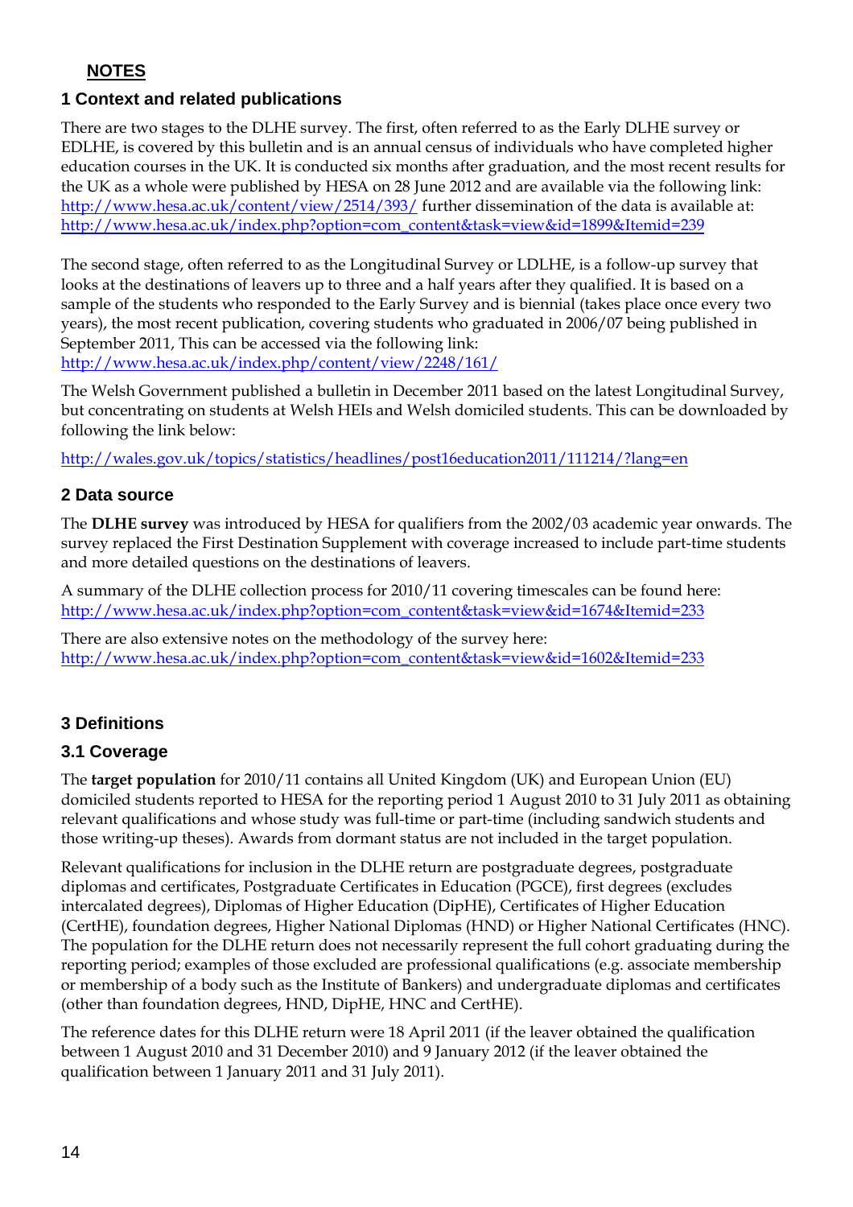## NOTES

### 1 Context and related publications

There are two stages to the DLHE survey. The first, often referred to as the Early DLHE survey or EDLHE, is covered by this bulletin and is an annual census of individuals who have completed higher education courses in the UK. It is conducted six months after graduation, and the most recent results for the UK as a whole were published by HESA on 28 June 2012 and are available via the following link: http://www.hesa.ac.uk/content/view/2514/393/ further dissemination of the data is available at: http://www.hesa.ac.uk/index.php?option=com_content&task=view&id=1899&Itemid=239

The second stage, often referred to as the Longitudinal Survey or LDLHE, is a follow-up survey that looks at the destinations of leavers up to three and a half years after they qualified. It is based on a sample of the students who responded to the Early Survey and is biennial (takes place once every two years), the most recent publication, covering students who graduated in 2006/07 being published in September 2011, This can be accessed via the following link:
http://www.hesa.ac.uk/index.php/content/view/2248/161/

The Welsh Government published a bulletin in December 2011 based on the latest Longitudinal Survey, but concentrating on students at Welsh HEIs and Welsh domiciled students. This can be downloaded by following the link below:

http://wales.gov.uk/topics/statistics/headlines/post16education2011/111214/?lang=en

### 2 Data source

The **DLHE survey** was introduced by HESA for qualifiers from the 2002/03 academic year onwards. The survey replaced the First Destination Supplement with coverage increased to include part-time students and more detailed questions on the destinations of leavers.

A summary of the DLHE collection process for 2010/11 covering timescales can be found here: http://www.hesa.ac.uk/index.php?option=com_content&task=view&id=1674&Itemid=233

There are also extensive notes on the methodology of the survey here:
http://www.hesa.ac.uk/index.php?option=com_content&task=view&id=1602&Itemid=233

### 3 Definitions

#### 3.1 Coverage

The **target population** for 2010/11 contains all United Kingdom (UK) and European Union (EU) domiciled students reported to HESA for the reporting period 1 August 2010 to 31 July 2011 as obtaining relevant qualifications and whose study was full-time or part-time (including sandwich students and those writing-up theses). Awards from dormant status are not included in the target population.

Relevant qualifications for inclusion in the DLHE return are postgraduate degrees, postgraduate diplomas and certificates, Postgraduate Certificates in Education (PGCE), first degrees (excludes intercalated degrees), Diplomas of Higher Education (DipHE), Certificates of Higher Education (CertHE), foundation degrees, Higher National Diplomas (HND) or Higher National Certificates (HNC). The population for the DLHE return does not necessarily represent the full cohort graduating during the reporting period; examples of those excluded are professional qualifications (e.g. associate membership or membership of a body such as the Institute of Bankers) and undergraduate diplomas and certificates (other than foundation degrees, HND, DipHE, HNC and CertHE).

The reference dates for this DLHE return were 18 April 2011 (if the leaver obtained the qualification between 1 August 2010 and 31 December 2010) and 9 January 2012 (if the leaver obtained the qualification between 1 January 2011 and 31 July 2011).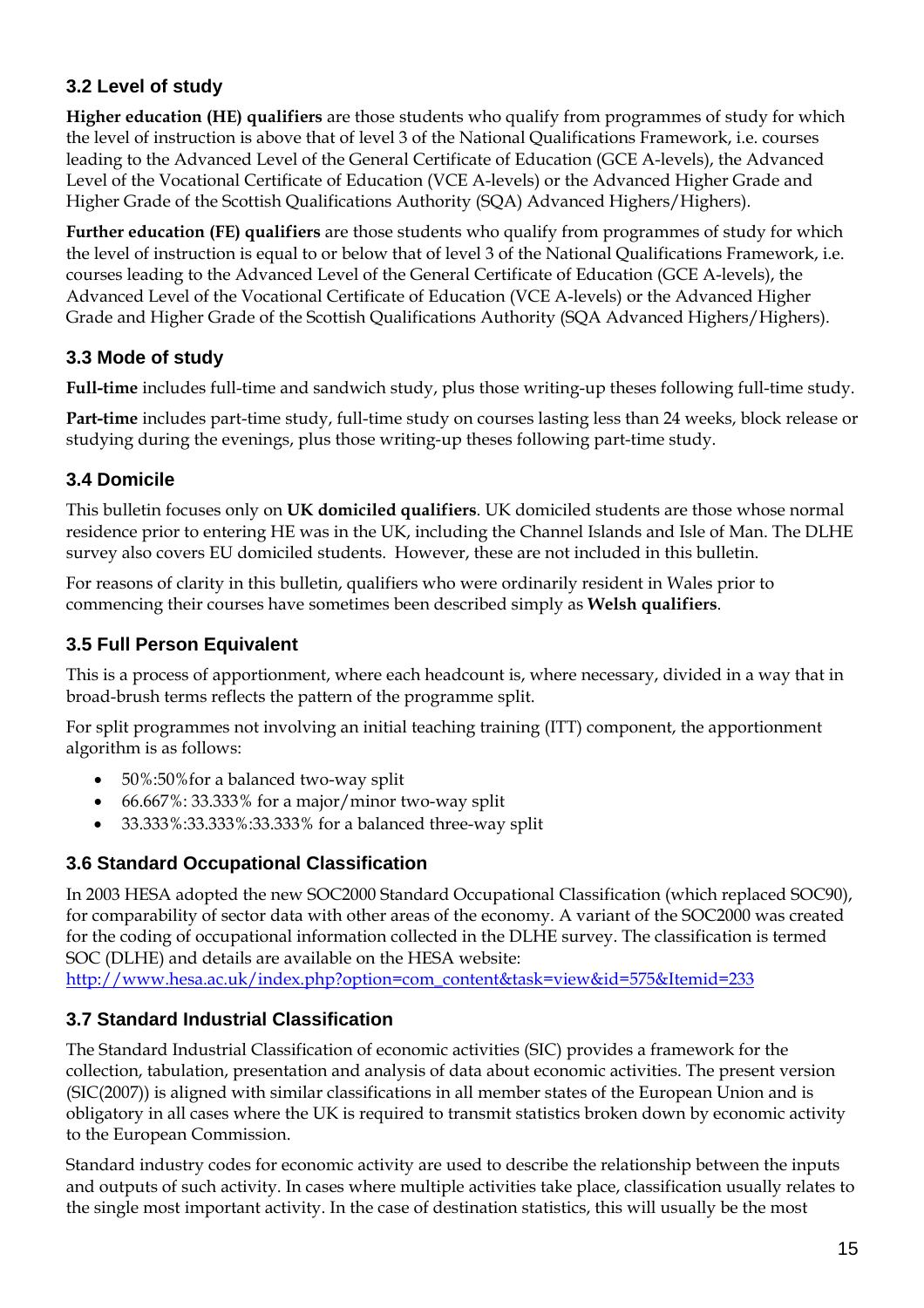### 3.2 Level of study

**Higher education (HE) qualifiers** are those students who qualify from programmes of study for which the level of instruction is above that of level 3 of the National Qualifications Framework, i.e. courses leading to the Advanced Level of the General Certificate of Education (GCE A-levels), the Advanced Level of the Vocational Certificate of Education (VCE A-levels) or the Advanced Higher Grade and Higher Grade of the Scottish Qualifications Authority (SQA) Advanced Highers/Highers).

**Further education (FE) qualifiers** are those students who qualify from programmes of study for which the level of instruction is equal to or below that of level 3 of the National Qualifications Framework, i.e. courses leading to the Advanced Level of the General Certificate of Education (GCE A-levels), the Advanced Level of the Vocational Certificate of Education (VCE A-levels) or the Advanced Higher Grade and Higher Grade of the Scottish Qualifications Authority (SQA Advanced Highers/Highers).

### 3.3 Mode of study

**Full-time** includes full-time and sandwich study, plus those writing-up theses following full-time study.

**Part-time** includes part-time study, full-time study on courses lasting less than 24 weeks, block release or studying during the evenings, plus those writing-up theses following part-time study.

### 3.4 Domicile

This bulletin focuses only on **UK domiciled qualifiers**. UK domiciled students are those whose normal residence prior to entering HE was in the UK, including the Channel Islands and Isle of Man. The DLHE survey also covers EU domiciled students. However, these are not included in this bulletin.

For reasons of clarity in this bulletin, qualifiers who were ordinarily resident in Wales prior to commencing their courses have sometimes been described simply as **Welsh qualifiers**.

### 3.5 Full Person Equivalent

This is a process of apportionment, where each headcount is, where necessary, divided in a way that in broad-brush terms reflects the pattern of the programme split.

For split programmes not involving an initial teaching training (ITT) component, the apportionment algorithm is as follows:

- 50%:50%for a balanced two-way split
- 66.667%: 33.333% for a major/minor two-way split
- 33.333%:33.333%:33.333% for a balanced three-way split

### 3.6 Standard Occupational Classification

In 2003 HESA adopted the new SOC2000 Standard Occupational Classification (which replaced SOC90), for comparability of sector data with other areas of the economy. A variant of the SOC2000 was created for the coding of occupational information collected in the DLHE survey. The classification is termed SOC (DLHE) and details are available on the HESA website:
http://www.hesa.ac.uk/index.php?option=com_content&task=view&id=575&Itemid=233

### 3.7 Standard Industrial Classification

The Standard Industrial Classification of economic activities (SIC) provides a framework for the collection, tabulation, presentation and analysis of data about economic activities. The present version (SIC(2007)) is aligned with similar classifications in all member states of the European Union and is obligatory in all cases where the UK is required to transmit statistics broken down by economic activity to the European Commission.

Standard industry codes for economic activity are used to describe the relationship between the inputs and outputs of such activity. In cases where multiple activities take place, classification usually relates to the single most important activity. In the case of destination statistics, this will usually be the most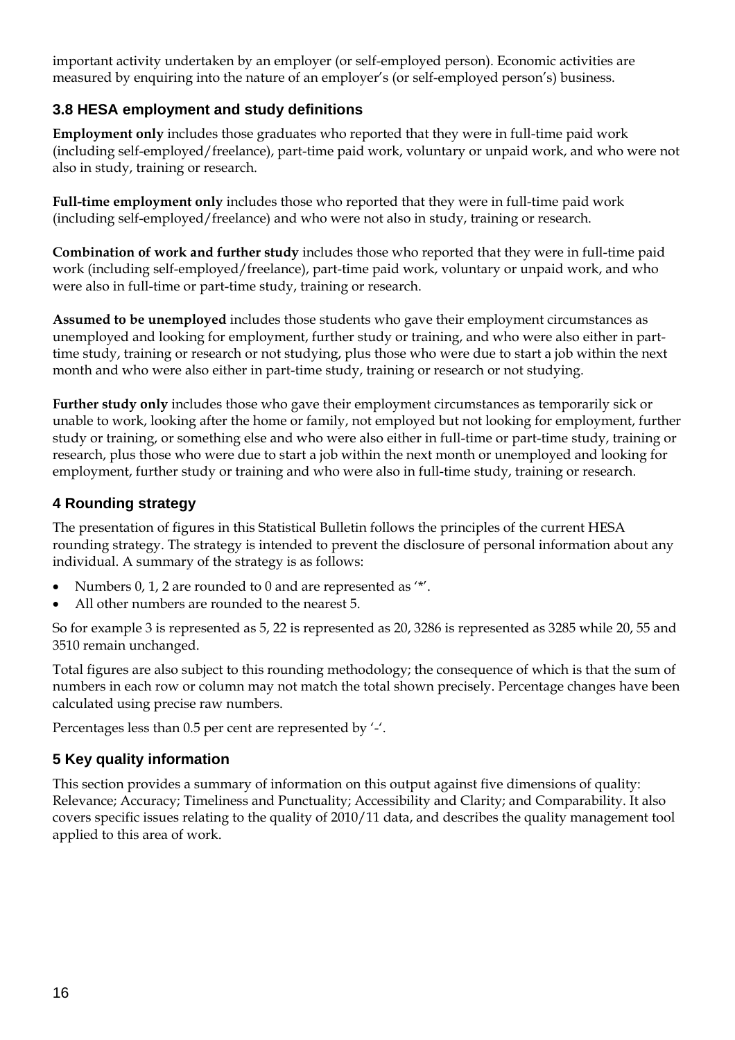important activity undertaken by an employer (or self-employed person). Economic activities are measured by enquiring into the nature of an employer's (or self-employed person's) business.

### 3.8 HESA employment and study definitions

**Employment only** includes those graduates who reported that they were in full-time paid work (including self-employed/freelance), part-time paid work, voluntary or unpaid work, and who were not also in study, training or research.

**Full-time employment only** includes those who reported that they were in full-time paid work (including self-employed/freelance) and who were not also in study, training or research.

**Combination of work and further study** includes those who reported that they were in full-time paid work (including self-employed/freelance), part-time paid work, voluntary or unpaid work, and who were also in full-time or part-time study, training or research.

**Assumed to be unemployed** includes those students who gave their employment circumstances as unemployed and looking for employment, further study or training, and who were also either in part-time study, training or research or not studying, plus those who were due to start a job within the next month and who were also either in part-time study, training or research or not studying.

**Further study only** includes those who gave their employment circumstances as temporarily sick or unable to work, looking after the home or family, not employed but not looking for employment, further study or training, or something else and who were also either in full-time or part-time study, training or research, plus those who were due to start a job within the next month or unemployed and looking for employment, further study or training and who were also in full-time study, training or research.

## 4 Rounding strategy

The presentation of figures in this Statistical Bulletin follows the principles of the current HESA rounding strategy. The strategy is intended to prevent the disclosure of personal information about any individual. A summary of the strategy is as follows:

- Numbers 0, 1, 2 are rounded to 0 and are represented as '*'.
- All other numbers are rounded to the nearest 5.

So for example 3 is represented as 5, 22 is represented as 20, 3286 is represented as 3285 while 20, 55 and 3510 remain unchanged.

Total figures are also subject to this rounding methodology; the consequence of which is that the sum of numbers in each row or column may not match the total shown precisely. Percentage changes have been calculated using precise raw numbers.

Percentages less than 0.5 per cent are represented by '-'.

## 5 Key quality information

This section provides a summary of information on this output against five dimensions of quality: Relevance; Accuracy; Timeliness and Punctuality; Accessibility and Clarity; and Comparability. It also covers specific issues relating to the quality of 2010/11 data, and describes the quality management tool applied to this area of work.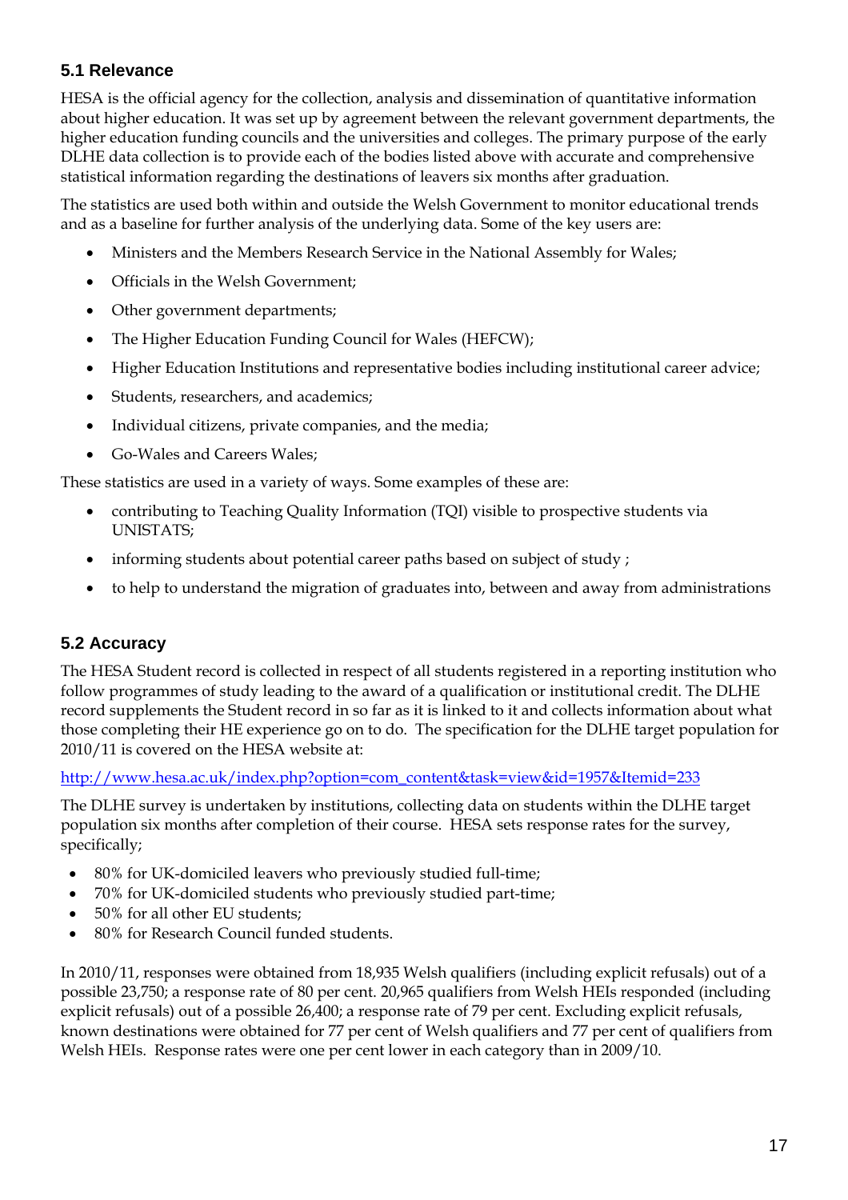### 5.1 Relevance

HESA is the official agency for the collection, analysis and dissemination of quantitative information about higher education. It was set up by agreement between the relevant government departments, the higher education funding councils and the universities and colleges. The primary purpose of the early DLHE data collection is to provide each of the bodies listed above with accurate and comprehensive statistical information regarding the destinations of leavers six months after graduation.

The statistics are used both within and outside the Welsh Government to monitor educational trends and as a baseline for further analysis of the underlying data. Some of the key users are:

- Ministers and the Members Research Service in the National Assembly for Wales;
- Officials in the Welsh Government;
- Other government departments;
- The Higher Education Funding Council for Wales (HEFCW);
- Higher Education Institutions and representative bodies including institutional career advice;
- Students, researchers, and academics;
- Individual citizens, private companies, and the media;
- Go-Wales and Careers Wales;

These statistics are used in a variety of ways. Some examples of these are:

- contributing to Teaching Quality Information (TQI) visible to prospective students via UNISTATS;
- informing students about potential career paths based on subject of study ;
- to help to understand the migration of graduates into, between and away from administrations

### 5.2 Accuracy

The HESA Student record is collected in respect of all students registered in a reporting institution who follow programmes of study leading to the award of a qualification or institutional credit. The DLHE record supplements the Student record in so far as it is linked to it and collects information about what those completing their HE experience go on to do. The specification for the DLHE target population for 2010/11 is covered on the HESA website at:

http://www.hesa.ac.uk/index.php?option=com_content&task=view&id=1957&Itemid=233

The DLHE survey is undertaken by institutions, collecting data on students within the DLHE target population six months after completion of their course. HESA sets response rates for the survey, specifically;

- 80% for UK-domiciled leavers who previously studied full-time;
- 70% for UK-domiciled students who previously studied part-time;
- 50% for all other EU students;
- 80% for Research Council funded students.

In 2010/11, responses were obtained from 18,935 Welsh qualifiers (including explicit refusals) out of a possible 23,750; a response rate of 80 per cent. 20,965 qualifiers from Welsh HEIs responded (including explicit refusals) out of a possible 26,400; a response rate of 79 per cent. Excluding explicit refusals, known destinations were obtained for 77 per cent of Welsh qualifiers and 77 per cent of qualifiers from Welsh HEIs. Response rates were one per cent lower in each category than in 2009/10.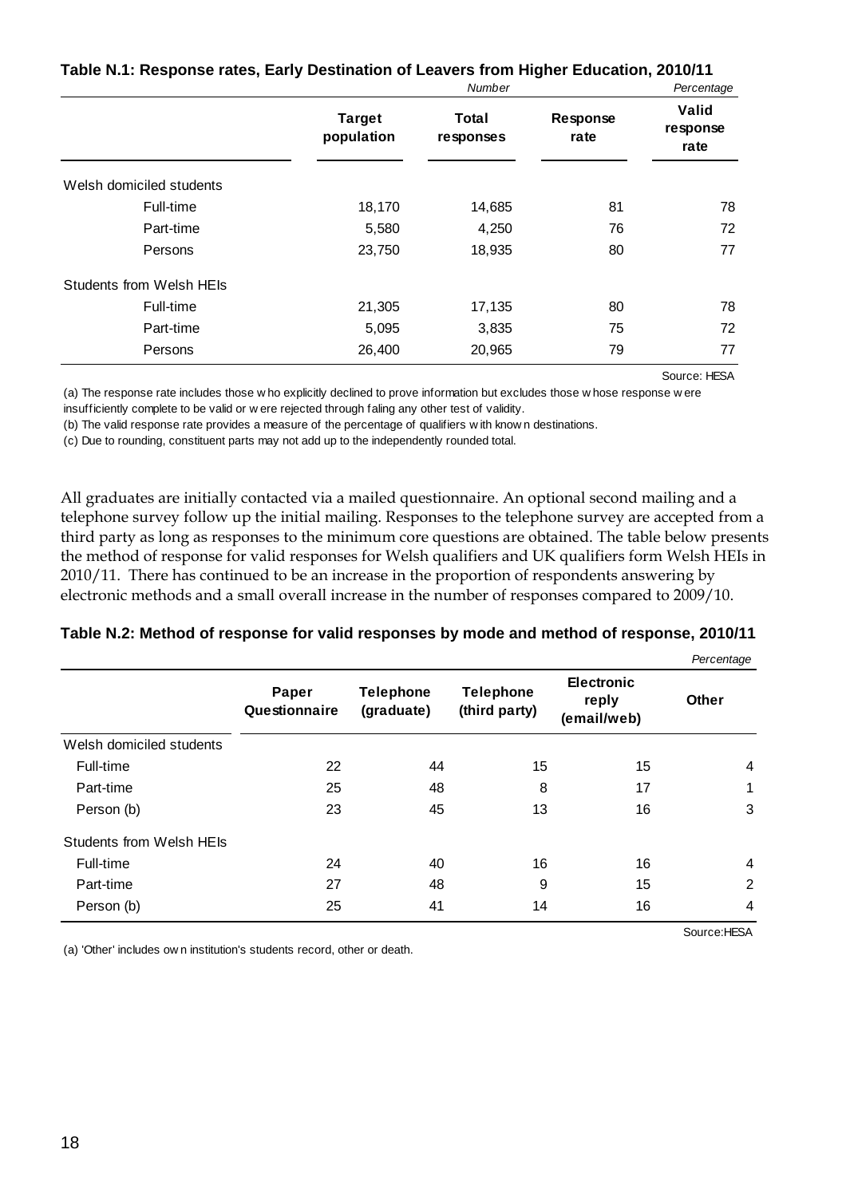**Table N.1: Response rates, Early Destination of Leavers from Higher Education, 2010/11**

| | Target population | Total responses | Response rate | Valid response rate |
|---|---|---|---|---|
| | *Number* | | | *Percentage* |
| Welsh domiciled students | | | | |
| Full-time | 18,170 | 14,685 | 81 | 78 |
| Part-time | 5,580 | 4,250 | 76 | 72 |
| Persons | 23,750 | 18,935 | 80 | 77 |
| Students from Welsh HEIs | | | | |
| Full-time | 21,305 | 17,135 | 80 | 78 |
| Part-time | 5,095 | 3,835 | 75 | 72 |
| Persons | 26,400 | 20,965 | 79 | 77 |

Source: HESA

(a) The response rate includes those w ho explicitly declined to prove information but excludes those w hose response w ere insufficiently complete to be valid or w ere rejected through faling any other test of validity.

(b) The valid response rate provides a measure of the percentage of qualifiers w ith know n destinations.

(c) Due to rounding, constituent parts may not add up to the independently rounded total.

All graduates are initially contacted via a mailed questionnaire. An optional second mailing and a telephone survey follow up the initial mailing. Responses to the telephone survey are accepted from a third party as long as responses to the minimum core questions are obtained. The table below presents the method of response for valid responses for Welsh qualifiers and UK qualifiers form Welsh HEIs in 2010/11. There has continued to be an increase in the proportion of respondents answering by electronic methods and a small overall increase in the number of responses compared to 2009/10.

**Table N.2: Method of response for valid responses by mode and method of response, 2010/11**

*Percentage*

| | Paper Questionnaire | Telephone (graduate) | Telephone (third party) | Electronic reply (email/web) | Other |
|---|---|---|---|---|---|
| Welsh domiciled students | | | | | |
| Full-time | 22 | 44 | 15 | 15 | 4 |
| Part-time | 25 | 48 | 8 | 17 | 1 |
| Person (b) | 23 | 45 | 13 | 16 | 3 |
| Students from Welsh HEIs | | | | | |
| Full-time | 24 | 40 | 16 | 16 | 4 |
| Part-time | 27 | 48 | 9 | 15 | 2 |
| Person (b) | 25 | 41 | 14 | 16 | 4 |

Source:HESA

(a) 'Other' includes ow n institution's students record, other or death.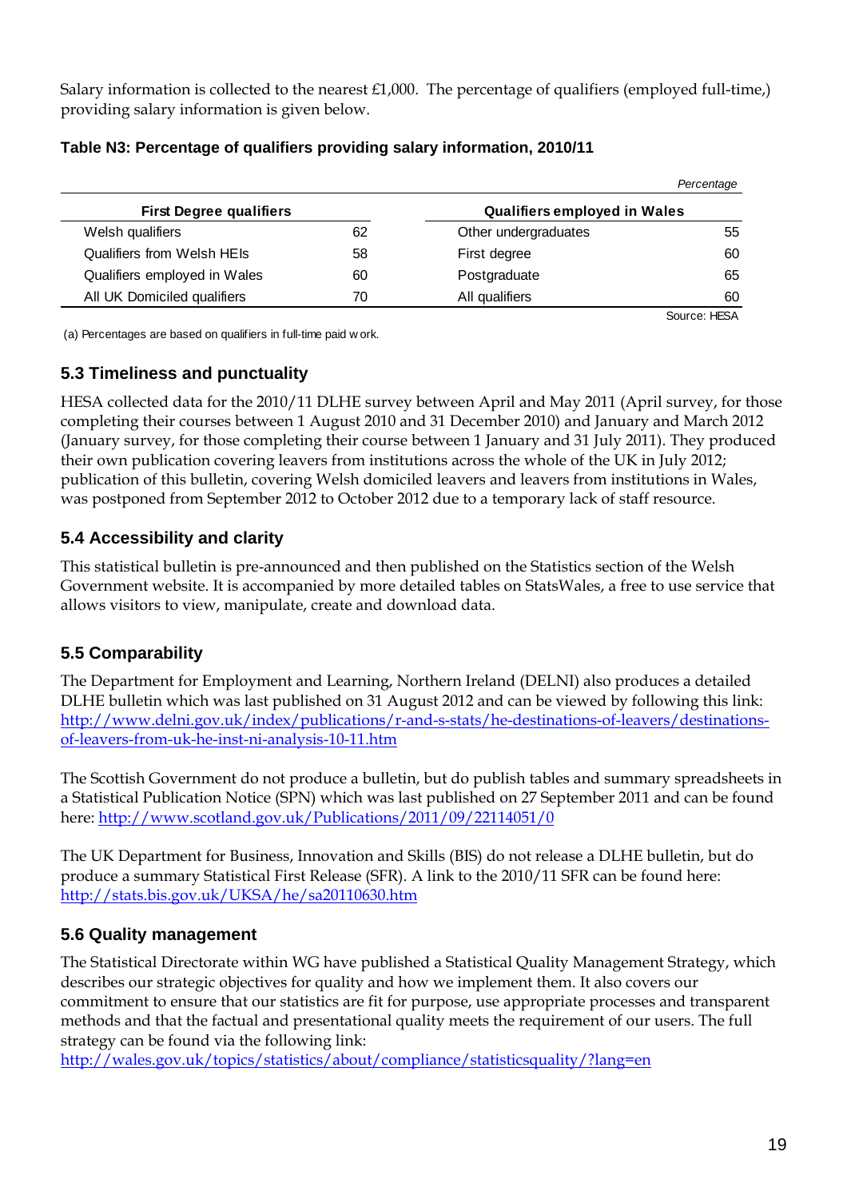Salary information is collected to the nearest £1,000. The percentage of qualifiers (employed full-time,) providing salary information is given below.

**Table N3: Percentage of qualifiers providing salary information, 2010/11**

*Percentage*

| First Degree qualifiers | | Qualifiers employed in Wales | |
|---|---|---|---|
| Welsh qualifiers | 62 | Other undergraduates | 55 |
| Qualifiers from Welsh HEIs | 58 | First degree | 60 |
| Qualifiers employed in Wales | 60 | Postgraduate | 65 |
| All UK Domiciled qualifiers | 70 | All qualifiers | 60 |

Source: HESA

(a) Percentages are based on qualifiers in full-time paid work.

## 5.3 Timeliness and punctuality

HESA collected data for the 2010/11 DLHE survey between April and May 2011 (April survey, for those completing their courses between 1 August 2010 and 31 December 2010) and January and March 2012 (January survey, for those completing their course between 1 January and 31 July 2011). They produced their own publication covering leavers from institutions across the whole of the UK in July 2012; publication of this bulletin, covering Welsh domiciled leavers and leavers from institutions in Wales, was postponed from September 2012 to October 2012 due to a temporary lack of staff resource.

## 5.4 Accessibility and clarity

This statistical bulletin is pre-announced and then published on the Statistics section of the Welsh Government website. It is accompanied by more detailed tables on StatsWales, a free to use service that allows visitors to view, manipulate, create and download data.

## 5.5 Comparability

The Department for Employment and Learning, Northern Ireland (DELNI) also produces a detailed DLHE bulletin which was last published on 31 August 2012 and can be viewed by following this link: http://www.delni.gov.uk/index/publications/r-and-s-stats/he-destinations-of-leavers/destinations-of-leavers-from-uk-he-inst-ni-analysis-10-11.htm

The Scottish Government do not produce a bulletin, but do publish tables and summary spreadsheets in a Statistical Publication Notice (SPN) which was last published on 27 September 2011 and can be found here: http://www.scotland.gov.uk/Publications/2011/09/22114051/0

The UK Department for Business, Innovation and Skills (BIS) do not release a DLHE bulletin, but do produce a summary Statistical First Release (SFR). A link to the 2010/11 SFR can be found here: http://stats.bis.gov.uk/UKSA/he/sa20110630.htm

## 5.6 Quality management

The Statistical Directorate within WG have published a Statistical Quality Management Strategy, which describes our strategic objectives for quality and how we implement them. It also covers our commitment to ensure that our statistics are fit for purpose, use appropriate processes and transparent methods and that the factual and presentational quality meets the requirement of our users. The full strategy can be found via the following link:
http://wales.gov.uk/topics/statistics/about/compliance/statisticsquality/?lang=en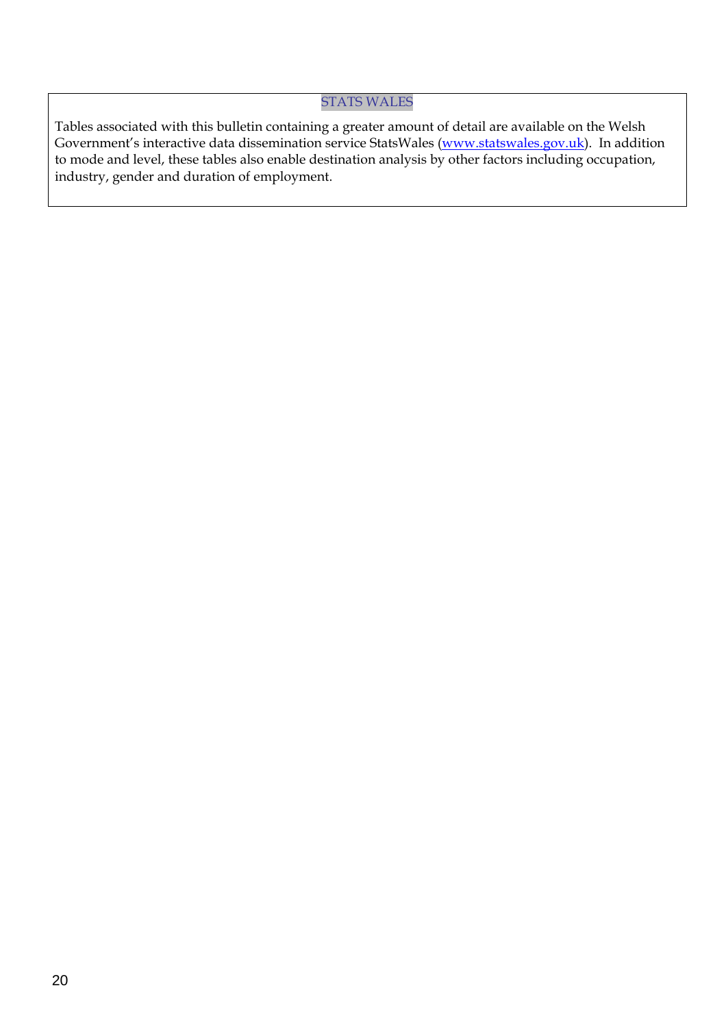## STATS WALES

Tables associated with this bulletin containing a greater amount of detail are available on the Welsh Government's interactive data dissemination service StatsWales (www.statswales.gov.uk). In addition to mode and level, these tables also enable destination analysis by other factors including occupation, industry, gender and duration of employment.